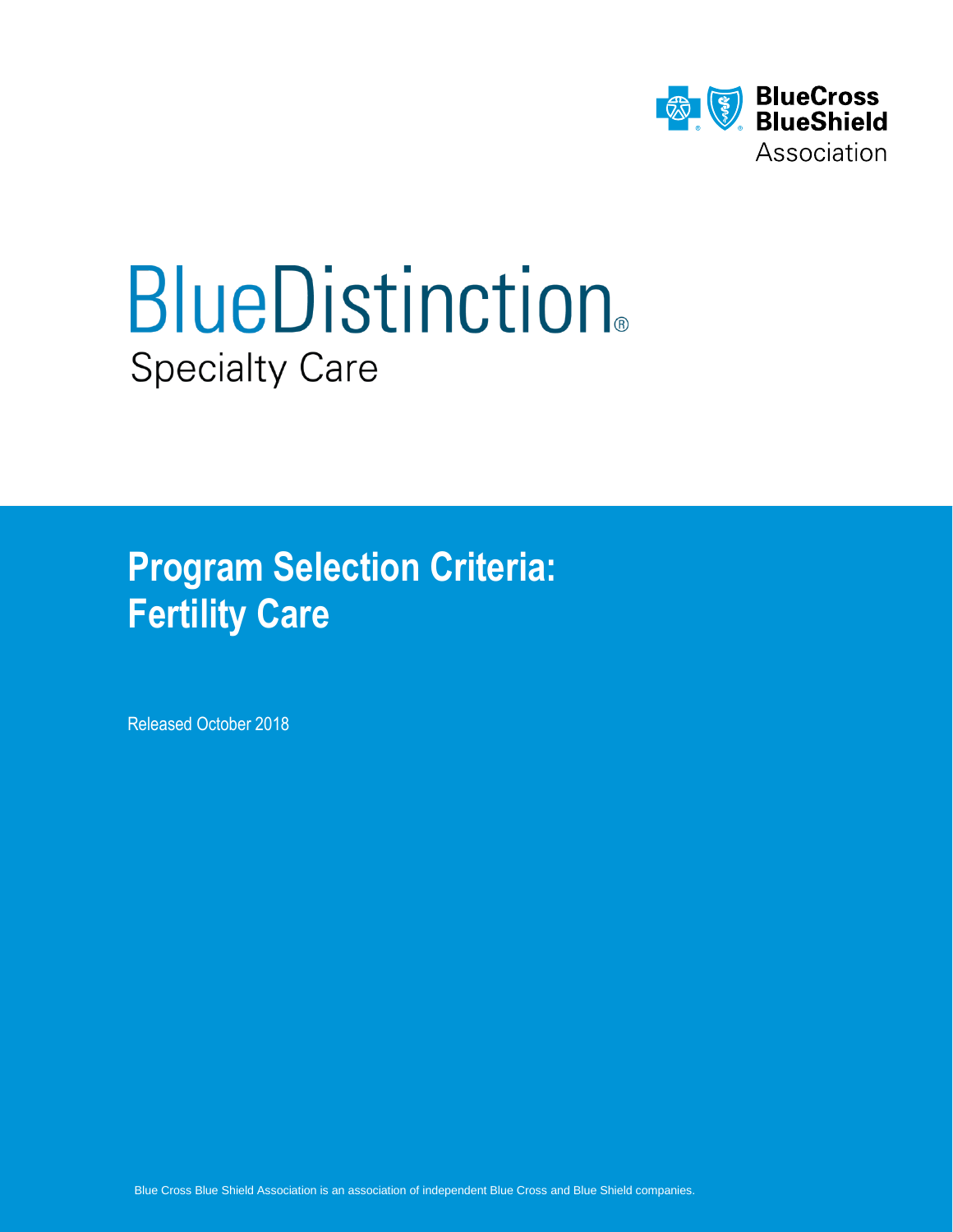BlueCross BlueShield Association

# BlueDistinction®

Specialty Care

## Program Selection Criteria: Fertility Care

Released October 2018

Blue Cross Blue Shield Association is an association of independent Blue Cross and Blue Shield companies.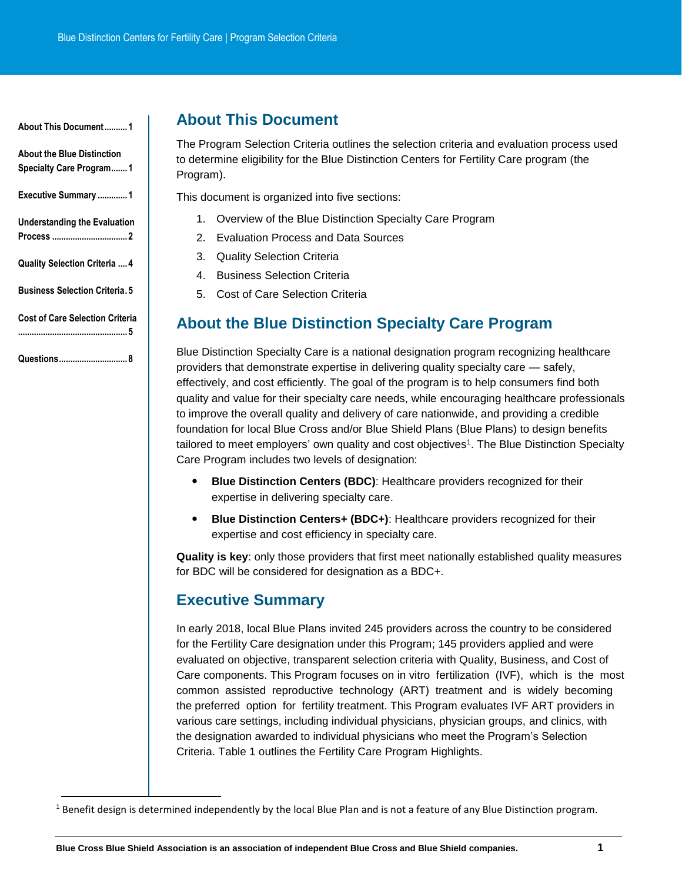About This Document..........1

About the Blue Distinction Specialty Care Program.......1

Executive Summary.............1

Understanding the Evaluation Process.................................2

Quality Selection Criteria....4

Business Selection Criteria.5

Cost of Care Selection Criteria................................................5

Questions..............................8

## About This Document

The Program Selection Criteria outlines the selection criteria and evaluation process used to determine eligibility for the Blue Distinction Centers for Fertility Care program (the Program).

This document is organized into five sections:

1. Overview of the Blue Distinction Specialty Care Program
2. Evaluation Process and Data Sources
3. Quality Selection Criteria
4. Business Selection Criteria
5. Cost of Care Selection Criteria

## About the Blue Distinction Specialty Care Program

Blue Distinction Specialty Care is a national designation program recognizing healthcare providers that demonstrate expertise in delivering quality specialty care — safely, effectively, and cost efficiently. The goal of the program is to help consumers find both quality and value for their specialty care needs, while encouraging healthcare professionals to improve the overall quality and delivery of care nationwide, and providing a credible foundation for local Blue Cross and/or Blue Shield Plans (Blue Plans) to design benefits tailored to meet employers' own quality and cost objectives[1]. The Blue Distinction Specialty Care Program includes two levels of designation:

- **Blue Distinction Centers (BDC)**: Healthcare providers recognized for their expertise in delivering specialty care.
- **Blue Distinction Centers+ (BDC+)**: Healthcare providers recognized for their expertise and cost efficiency in specialty care.

**Quality is key**: only those providers that first meet nationally established quality measures for BDC will be considered for designation as a BDC+.

## Executive Summary

In early 2018, local Blue Plans invited 245 providers across the country to be considered for the Fertility Care designation under this Program; 145 providers applied and were evaluated on objective, transparent selection criteria with Quality, Business, and Cost of Care components. This Program focuses on in vitro fertilization (IVF), which is the most common assisted reproductive technology (ART) treatment and is widely becoming the preferred option for fertility treatment. This Program evaluates IVF ART providers in various care settings, including individual physicians, physician groups, and clinics, with the designation awarded to individual physicians who meet the Program's Selection Criteria. Table 1 outlines the Fertility Care Program Highlights.

[1] Benefit design is determined independently by the local Blue Plan and is not a feature of any Blue Distinction program.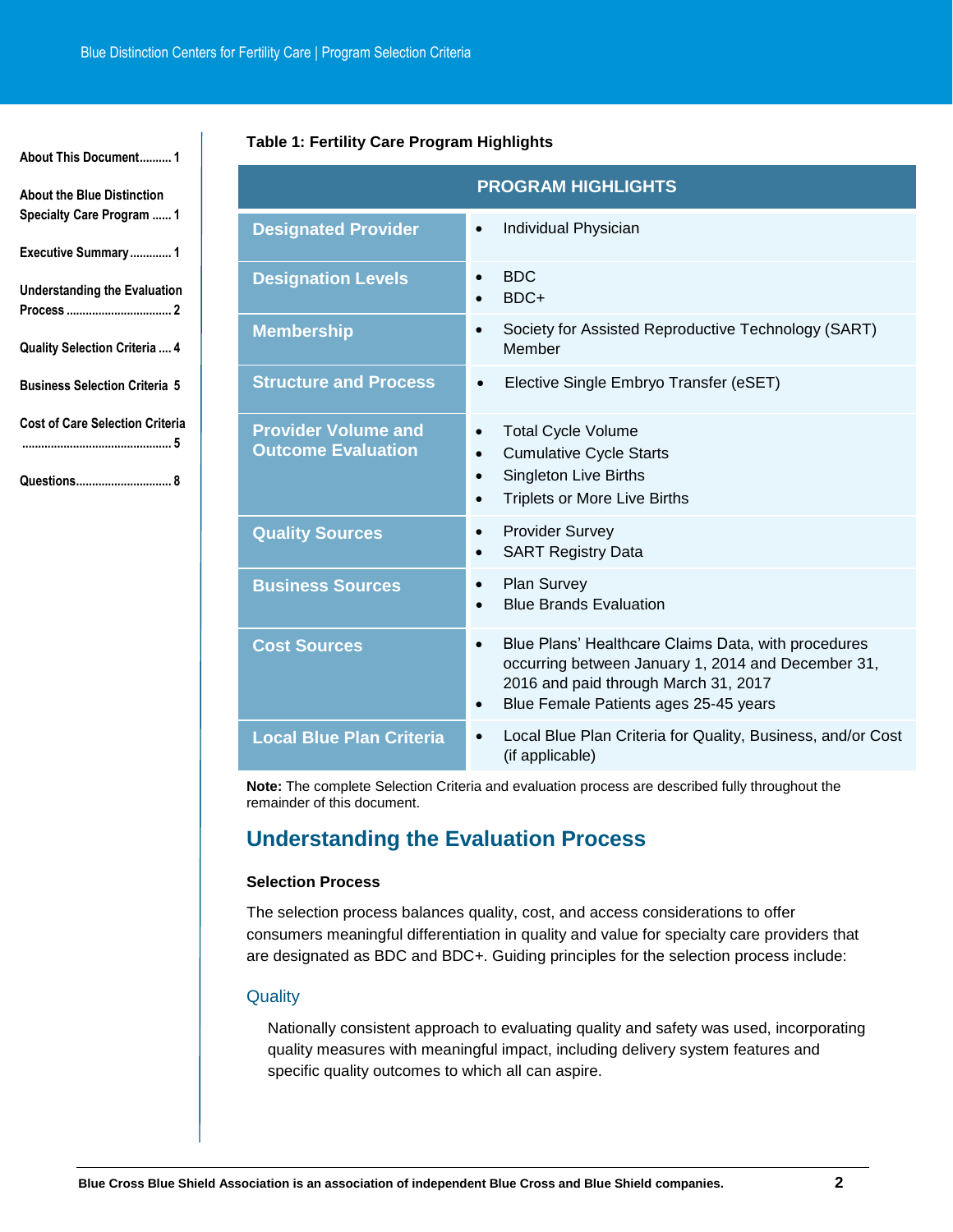**Table 1: Fertility Care Program Highlights**

| PROGRAM HIGHLIGHTS | |
|---|---|
| **Designated Provider** | • Individual Physician |
| **Designation Levels** | • BDC<br>• BDC+ |
| **Membership** | • Society for Assisted Reproductive Technology (SART) Member |
| **Structure and Process** | • Elective Single Embryo Transfer (eSET) |
| **Provider Volume and Outcome Evaluation** | • Total Cycle Volume<br>• Cumulative Cycle Starts<br>• Singleton Live Births<br>• Triplets or More Live Births |
| **Quality Sources** | • Provider Survey<br>• SART Registry Data |
| **Business Sources** | • Plan Survey<br>• Blue Brands Evaluation |
| **Cost Sources** | • Blue Plans' Healthcare Claims Data, with procedures occurring between January 1, 2014 and December 31, 2016 and paid through March 31, 2017<br>• Blue Female Patients ages 25-45 years |
| **Local Blue Plan Criteria** | • Local Blue Plan Criteria for Quality, Business, and/or Cost (if applicable) |

**Note:** The complete Selection Criteria and evaluation process are described fully throughout the remainder of this document.

## Understanding the Evaluation Process

**Selection Process**

The selection process balances quality, cost, and access considerations to offer consumers meaningful differentiation in quality and value for specialty care providers that are designated as BDC and BDC+. Guiding principles for the selection process include:

### Quality

Nationally consistent approach to evaluating quality and safety was used, incorporating quality measures with meaningful impact, including delivery system features and specific quality outcomes to which all can aspire.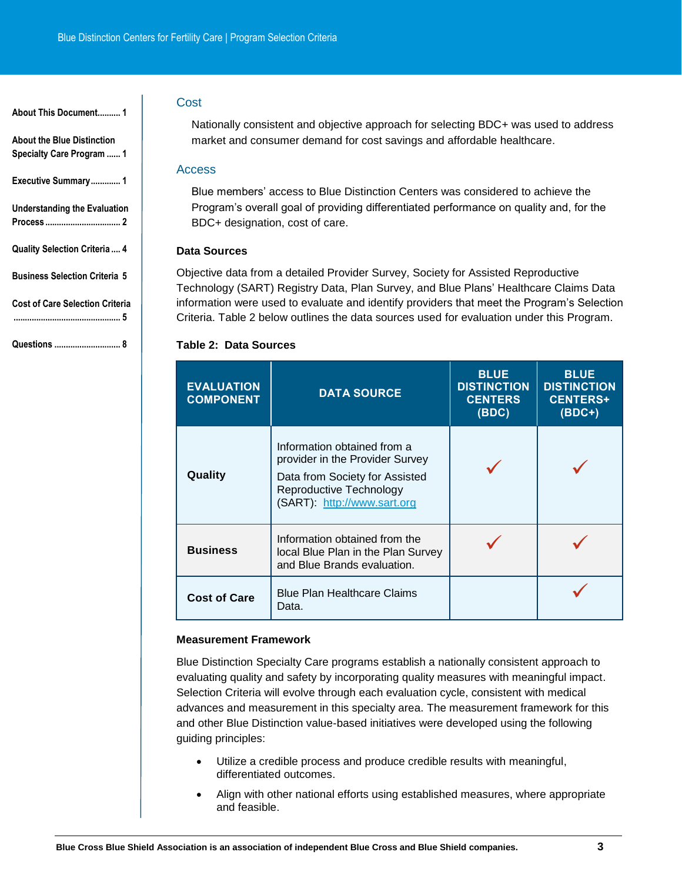### Cost

Nationally consistent and objective approach for selecting BDC+ was used to address market and consumer demand for cost savings and affordable healthcare.

### Access

Blue members' access to Blue Distinction Centers was considered to achieve the Program's overall goal of providing differentiated performance on quality and, for the BDC+ designation, cost of care.

**Data Sources**

Objective data from a detailed Provider Survey, Society for Assisted Reproductive Technology (SART) Registry Data, Plan Survey, and Blue Plans' Healthcare Claims Data information were used to evaluate and identify providers that meet the Program's Selection Criteria. Table 2 below outlines the data sources used for evaluation under this Program.

**Table 2: Data Sources**

| EVALUATION COMPONENT | DATA SOURCE | BLUE DISTINCTION CENTERS (BDC) | BLUE DISTINCTION CENTERS+ (BDC+) |
|---|---|---|---|
| **Quality** | Information obtained from a provider in the Provider Survey<br>Data from Society for Assisted Reproductive Technology (SART): http://www.sart.org | ✓ | ✓ |
| **Business** | Information obtained from the local Blue Plan in the Plan Survey and Blue Brands evaluation. | ✓ | ✓ |
| **Cost of Care** | Blue Plan Healthcare Claims Data. | | ✓ |

**Measurement Framework**

Blue Distinction Specialty Care programs establish a nationally consistent approach to evaluating quality and safety by incorporating quality measures with meaningful impact. Selection Criteria will evolve through each evaluation cycle, consistent with medical advances and measurement in this specialty area. The measurement framework for this and other Blue Distinction value-based initiatives were developed using the following guiding principles:

- Utilize a credible process and produce credible results with meaningful, differentiated outcomes.
- Align with other national efforts using established measures, where appropriate and feasible.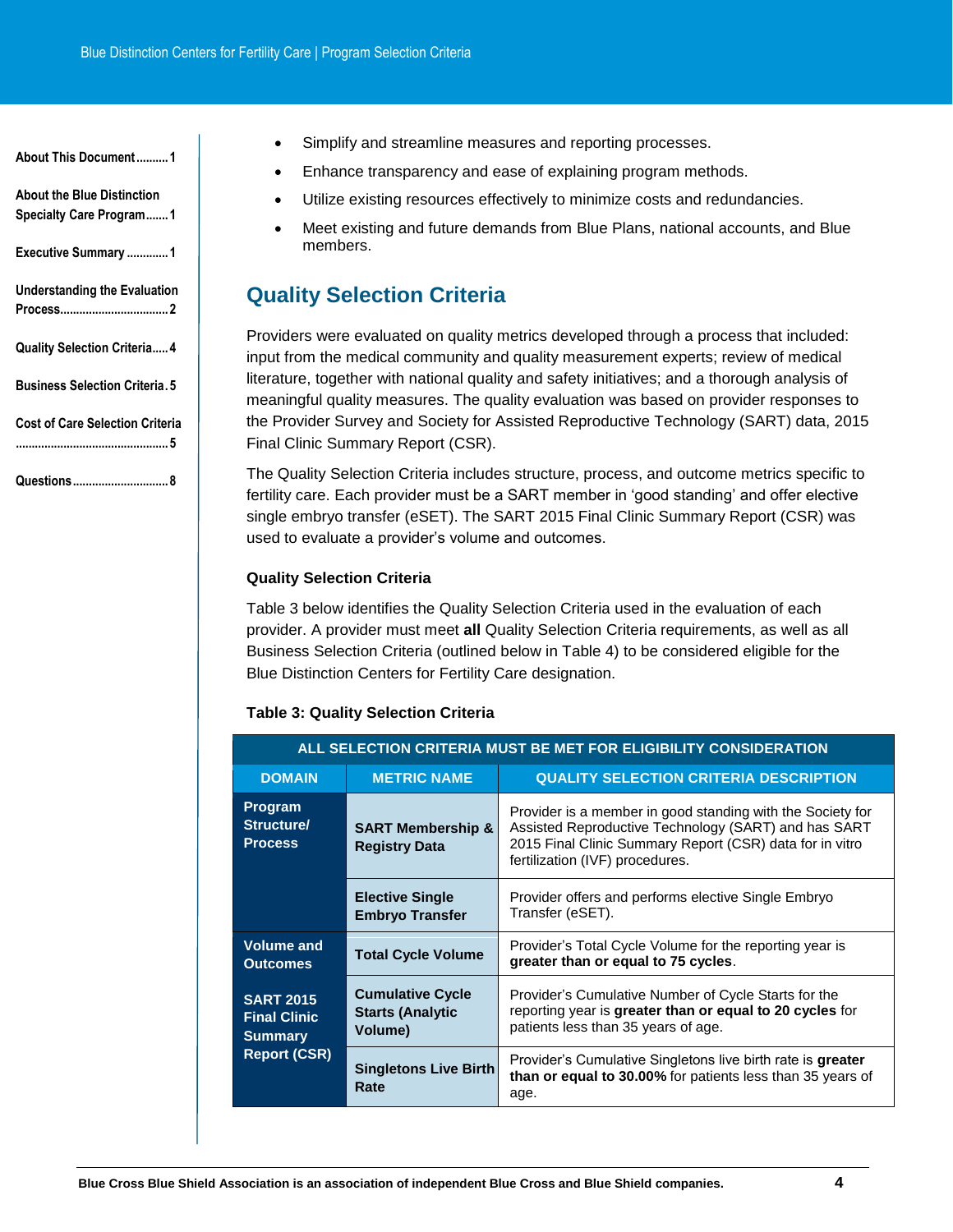- Simplify and streamline measures and reporting processes.
- Enhance transparency and ease of explaining program methods.
- Utilize existing resources effectively to minimize costs and redundancies.
- Meet existing and future demands from Blue Plans, national accounts, and Blue members.

## Quality Selection Criteria

Providers were evaluated on quality metrics developed through a process that included: input from the medical community and quality measurement experts; review of medical literature, together with national quality and safety initiatives; and a thorough analysis of meaningful quality measures. The quality evaluation was based on provider responses to the Provider Survey and Society for Assisted Reproductive Technology (SART) data, 2015 Final Clinic Summary Report (CSR).

The Quality Selection Criteria includes structure, process, and outcome metrics specific to fertility care. Each provider must be a SART member in 'good standing' and offer elective single embryo transfer (eSET). The SART 2015 Final Clinic Summary Report (CSR) was used to evaluate a provider's volume and outcomes.

### Quality Selection Criteria

Table 3 below identifies the Quality Selection Criteria used in the evaluation of each provider. A provider must meet **all** Quality Selection Criteria requirements, as well as all Business Selection Criteria (outlined below in Table 4) to be considered eligible for the Blue Distinction Centers for Fertility Care designation.

**Table 3: Quality Selection Criteria**

| ALL SELECTION CRITERIA MUST BE MET FOR ELIGIBILITY CONSIDERATION | | |
|---|---|---|
| **DOMAIN** | **METRIC NAME** | **QUALITY SELECTION CRITERIA DESCRIPTION** |
| **Program Structure/ Process** | **SART Membership & Registry Data** | Provider is a member in good standing with the Society for Assisted Reproductive Technology (SART) and has SART 2015 Final Clinic Summary Report (CSR) data for in vitro fertilization (IVF) procedures. |
| | **Elective Single Embryo Transfer** | Provider offers and performs elective Single Embryo Transfer (eSET). |
| **Volume and Outcomes**<br><br>**SART 2015 Final Clinic Summary Report (CSR)** | **Total Cycle Volume** | Provider's Total Cycle Volume for the reporting year is **greater than or equal to 75 cycles**. |
| | **Cumulative Cycle Starts (Analytic Volume)** | Provider's Cumulative Number of Cycle Starts for the reporting year is **greater than or equal to 20 cycles** for patients less than 35 years of age. |
| | **Singletons Live Birth Rate** | Provider's Cumulative Singletons live birth rate is **greater than or equal to 30.00%** for patients less than 35 years of age. |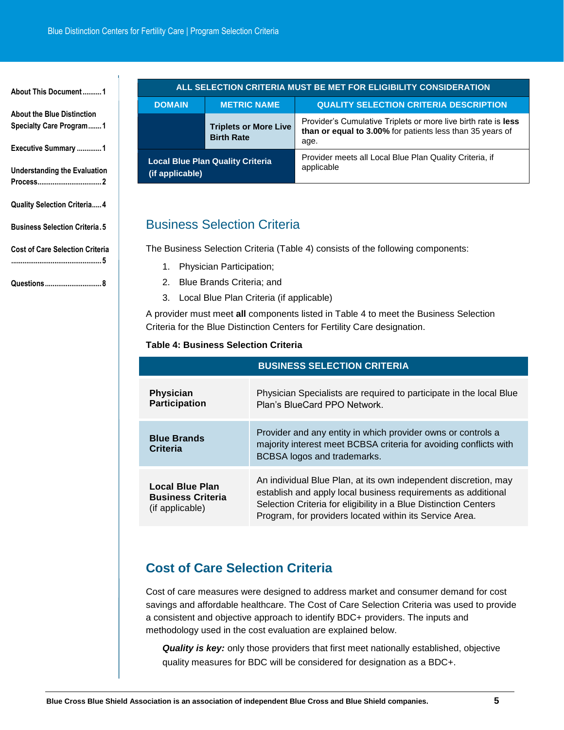| ALL SELECTION CRITERIA MUST BE MET FOR ELIGIBILITY CONSIDERATION | | |
|---|---|---|
| **DOMAIN** | **METRIC NAME** | **QUALITY SELECTION CRITERIA DESCRIPTION** |
| | **Triplets or More Live Birth Rate** | Provider's Cumulative Triplets or more live birth rate is **less than or equal to 3.00%** for patients less than 35 years of age. |
| **Local Blue Plan Quality Criteria (if applicable)** | | Provider meets all Local Blue Plan Quality Criteria, if applicable |

## Business Selection Criteria

The Business Selection Criteria (Table 4) consists of the following components:

1. Physician Participation;
2. Blue Brands Criteria; and
3. Local Blue Plan Criteria (if applicable)

A provider must meet **all** components listed in Table 4 to meet the Business Selection Criteria for the Blue Distinction Centers for Fertility Care designation.

**Table 4: Business Selection Criteria**

| BUSINESS SELECTION CRITERIA | |
|---|---|
| **Physician Participation** | Physician Specialists are required to participate in the local Blue Plan's BlueCard PPO Network. |
| **Blue Brands Criteria** | Provider and any entity in which provider owns or controls a majority interest meet BCBSA criteria for avoiding conflicts with BCBSA logos and trademarks. |
| **Local Blue Plan Business Criteria** (if applicable) | An individual Blue Plan, at its own independent discretion, may establish and apply local business requirements as additional Selection Criteria for eligibility in a Blue Distinction Centers Program, for providers located within its Service Area. |

## Cost of Care Selection Criteria

Cost of care measures were designed to address market and consumer demand for cost savings and affordable healthcare. The Cost of Care Selection Criteria was used to provide a consistent and objective approach to identify BDC+ providers. The inputs and methodology used in the cost evaluation are explained below.

> ***Quality is key:*** only those providers that first meet nationally established, objective quality measures for BDC will be considered for designation as a BDC+.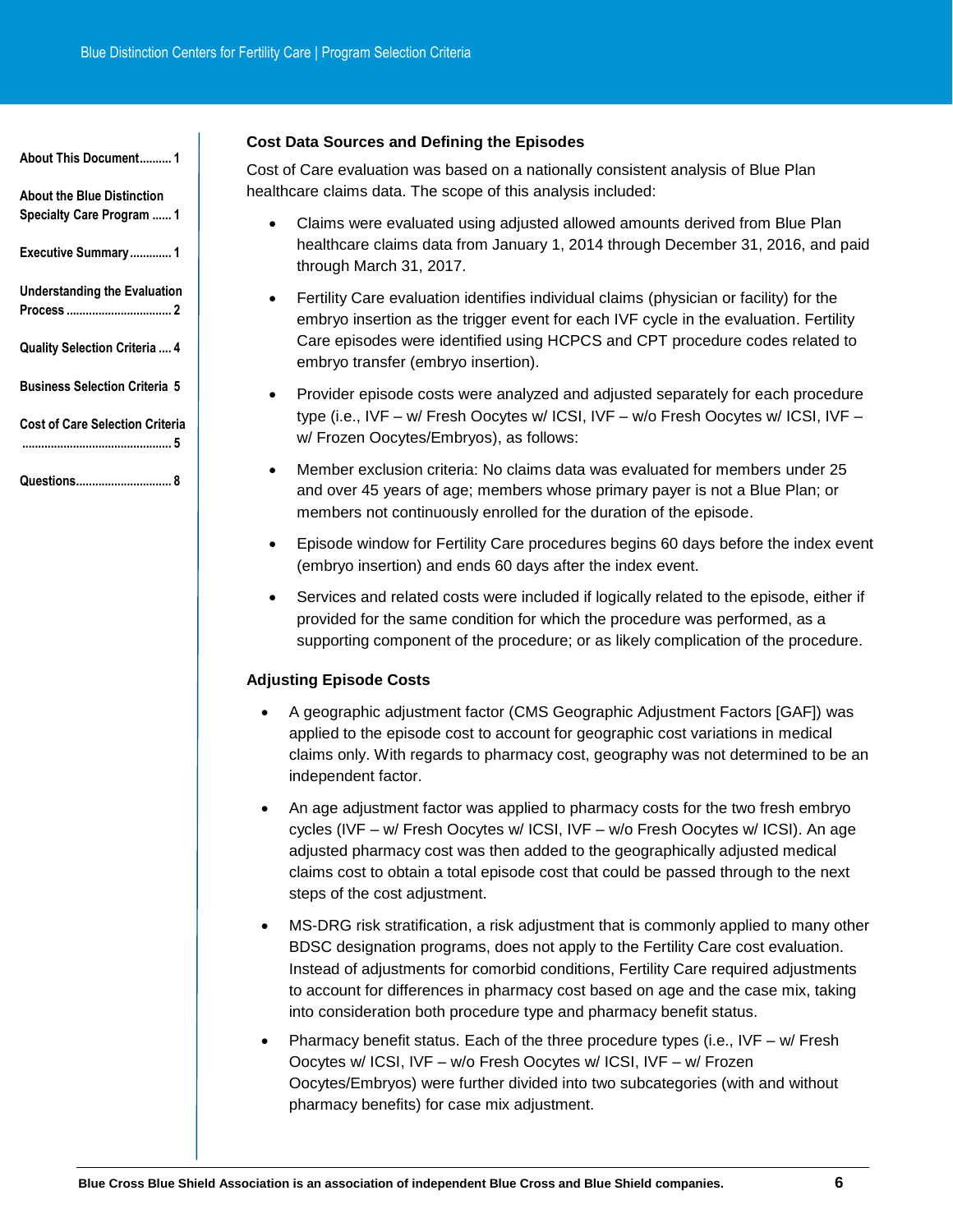### Cost Data Sources and Defining the Episodes

Cost of Care evaluation was based on a nationally consistent analysis of Blue Plan healthcare claims data. The scope of this analysis included:

- Claims were evaluated using adjusted allowed amounts derived from Blue Plan healthcare claims data from January 1, 2014 through December 31, 2016, and paid through March 31, 2017.
- Fertility Care evaluation identifies individual claims (physician or facility) for the embryo insertion as the trigger event for each IVF cycle in the evaluation. Fertility Care episodes were identified using HCPCS and CPT procedure codes related to embryo transfer (embryo insertion).
- Provider episode costs were analyzed and adjusted separately for each procedure type (i.e., IVF – w/ Fresh Oocytes w/ ICSI, IVF – w/o Fresh Oocytes w/ ICSI, IVF – w/ Frozen Oocytes/Embryos), as follows:
- Member exclusion criteria: No claims data was evaluated for members under 25 and over 45 years of age; members whose primary payer is not a Blue Plan; or members not continuously enrolled for the duration of the episode.
- Episode window for Fertility Care procedures begins 60 days before the index event (embryo insertion) and ends 60 days after the index event.
- Services and related costs were included if logically related to the episode, either if provided for the same condition for which the procedure was performed, as a supporting component of the procedure; or as likely complication of the procedure.

### Adjusting Episode Costs

- A geographic adjustment factor (CMS Geographic Adjustment Factors [GAF]) was applied to the episode cost to account for geographic cost variations in medical claims only. With regards to pharmacy cost, geography was not determined to be an independent factor.
- An age adjustment factor was applied to pharmacy costs for the two fresh embryo cycles (IVF – w/ Fresh Oocytes w/ ICSI, IVF – w/o Fresh Oocytes w/ ICSI). An age adjusted pharmacy cost was then added to the geographically adjusted medical claims cost to obtain a total episode cost that could be passed through to the next steps of the cost adjustment.
- MS-DRG risk stratification, a risk adjustment that is commonly applied to many other BDSC designation programs, does not apply to the Fertility Care cost evaluation. Instead of adjustments for comorbid conditions, Fertility Care required adjustments to account for differences in pharmacy cost based on age and the case mix, taking into consideration both procedure type and pharmacy benefit status.
- Pharmacy benefit status. Each of the three procedure types (i.e., IVF – w/ Fresh Oocytes w/ ICSI, IVF – w/o Fresh Oocytes w/ ICSI, IVF – w/ Frozen Oocytes/Embryos) were further divided into two subcategories (with and without pharmacy benefits) for case mix adjustment.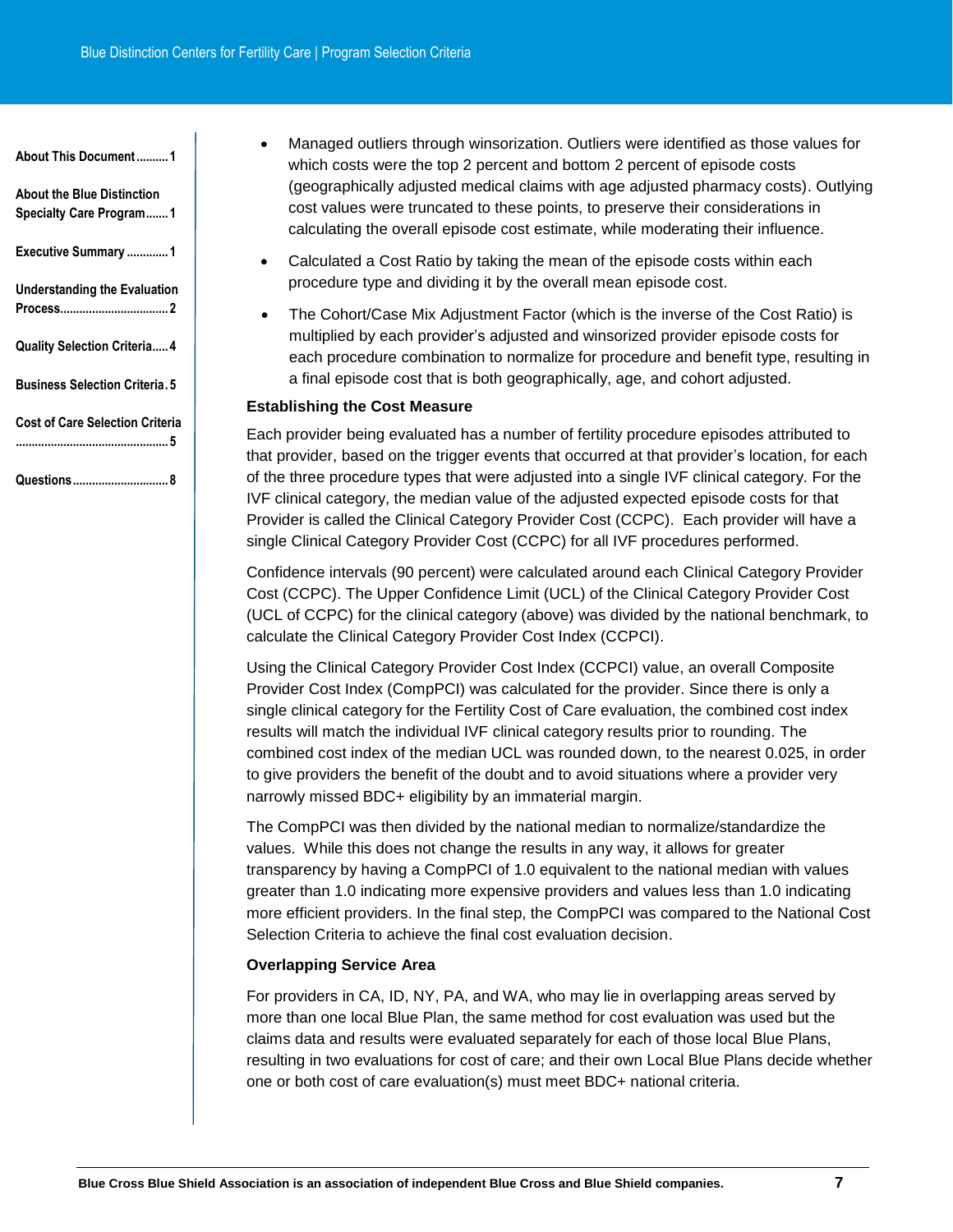- Managed outliers through winsorization. Outliers were identified as those values for which costs were the top 2 percent and bottom 2 percent of episode costs (geographically adjusted medical claims with age adjusted pharmacy costs). Outlying cost values were truncated to these points, to preserve their considerations in calculating the overall episode cost estimate, while moderating their influence.
- Calculated a Cost Ratio by taking the mean of the episode costs within each procedure type and dividing it by the overall mean episode cost.
- The Cohort/Case Mix Adjustment Factor (which is the inverse of the Cost Ratio) is multiplied by each provider's adjusted and winsorized provider episode costs for each procedure combination to normalize for procedure and benefit type, resulting in a final episode cost that is both geographically, age, and cohort adjusted.

**Establishing the Cost Measure**

Each provider being evaluated has a number of fertility procedure episodes attributed to that provider, based on the trigger events that occurred at that provider's location, for each of the three procedure types that were adjusted into a single IVF clinical category. For the IVF clinical category, the median value of the adjusted expected episode costs for that Provider is called the Clinical Category Provider Cost (CCPC). Each provider will have a single Clinical Category Provider Cost (CCPC) for all IVF procedures performed.

Confidence intervals (90 percent) were calculated around each Clinical Category Provider Cost (CCPC). The Upper Confidence Limit (UCL) of the Clinical Category Provider Cost (UCL of CCPC) for the clinical category (above) was divided by the national benchmark, to calculate the Clinical Category Provider Cost Index (CCPCI).

Using the Clinical Category Provider Cost Index (CCPCI) value, an overall Composite Provider Cost Index (CompPCI) was calculated for the provider. Since there is only a single clinical category for the Fertility Cost of Care evaluation, the combined cost index results will match the individual IVF clinical category results prior to rounding. The combined cost index of the median UCL was rounded down, to the nearest 0.025, in order to give providers the benefit of the doubt and to avoid situations where a provider very narrowly missed BDC+ eligibility by an immaterial margin.

The CompPCI was then divided by the national median to normalize/standardize the values. While this does not change the results in any way, it allows for greater transparency by having a CompPCI of 1.0 equivalent to the national median with values greater than 1.0 indicating more expensive providers and values less than 1.0 indicating more efficient providers. In the final step, the CompPCI was compared to the National Cost Selection Criteria to achieve the final cost evaluation decision.

**Overlapping Service Area**

For providers in CA, ID, NY, PA, and WA, who may lie in overlapping areas served by more than one local Blue Plan, the same method for cost evaluation was used but the claims data and results were evaluated separately for each of those local Blue Plans, resulting in two evaluations for cost of care; and their own Local Blue Plans decide whether one or both cost of care evaluation(s) must meet BDC+ national criteria.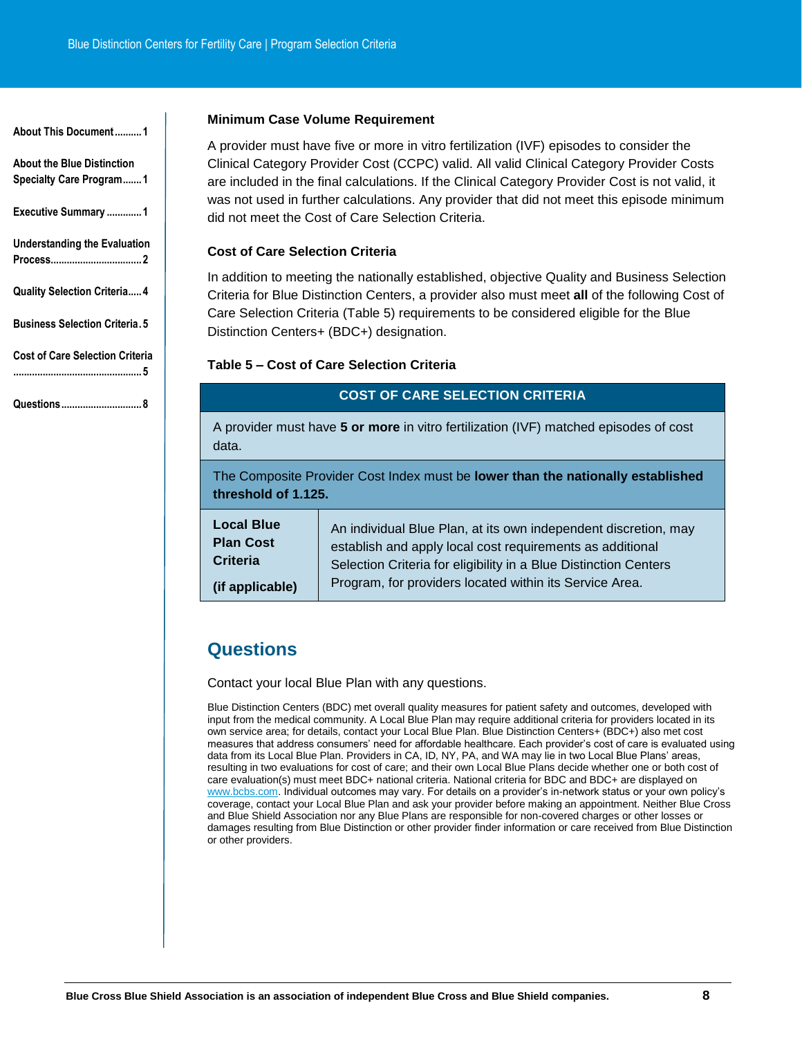About This Document..........1

About the Blue Distinction Specialty Care Program.......1

Executive Summary .............1

Understanding the Evaluation Process..................................2

Quality Selection Criteria.....4

Business Selection Criteria.5

Cost of Care Selection Criteria ...............................................5

Questions..............................8

### Minimum Case Volume Requirement

A provider must have five or more in vitro fertilization (IVF) episodes to consider the Clinical Category Provider Cost (CCPC) valid. All valid Clinical Category Provider Costs are included in the final calculations. If the Clinical Category Provider Cost is not valid, it was not used in further calculations. Any provider that did not meet this episode minimum did not meet the Cost of Care Selection Criteria.

### Cost of Care Selection Criteria

In addition to meeting the nationally established, objective Quality and Business Selection Criteria for Blue Distinction Centers, a provider also must meet **all** of the following Cost of Care Selection Criteria (Table 5) requirements to be considered eligible for the Blue Distinction Centers+ (BDC+) designation.

**Table 5 – Cost of Care Selection Criteria**

| COST OF CARE SELECTION CRITERIA | |
|---|---|
| A provider must have **5 or more** in vitro fertilization (IVF) matched episodes of cost data. | |
| The Composite Provider Cost Index must be **lower than the nationally established threshold of 1.125.** | |
| **Local Blue Plan Cost Criteria** **(if applicable)** | An individual Blue Plan, at its own independent discretion, may establish and apply local cost requirements as additional Selection Criteria for eligibility in a Blue Distinction Centers Program, for providers located within its Service Area. |

## Questions

Contact your local Blue Plan with any questions.

Blue Distinction Centers (BDC) met overall quality measures for patient safety and outcomes, developed with input from the medical community. A Local Blue Plan may require additional criteria for providers located in its own service area; for details, contact your Local Blue Plan. Blue Distinction Centers+ (BDC+) also met cost measures that address consumers' need for affordable healthcare. Each provider's cost of care is evaluated using data from its Local Blue Plan. Providers in CA, ID, NY, PA, and WA may lie in two Local Blue Plans' areas, resulting in two evaluations for cost of care; and their own Local Blue Plans decide whether one or both cost of care evaluation(s) must meet BDC+ national criteria. National criteria for BDC and BDC+ are displayed on www.bcbs.com. Individual outcomes may vary. For details on a provider's in-network status or your own policy's coverage, contact your Local Blue Plan and ask your provider before making an appointment. Neither Blue Cross and Blue Shield Association nor any Blue Plans are responsible for non-covered charges or other losses or damages resulting from Blue Distinction or other provider finder information or care received from Blue Distinction or other providers.

**Blue Cross Blue Shield Association is an association of independent Blue Cross and Blue Shield companies.**